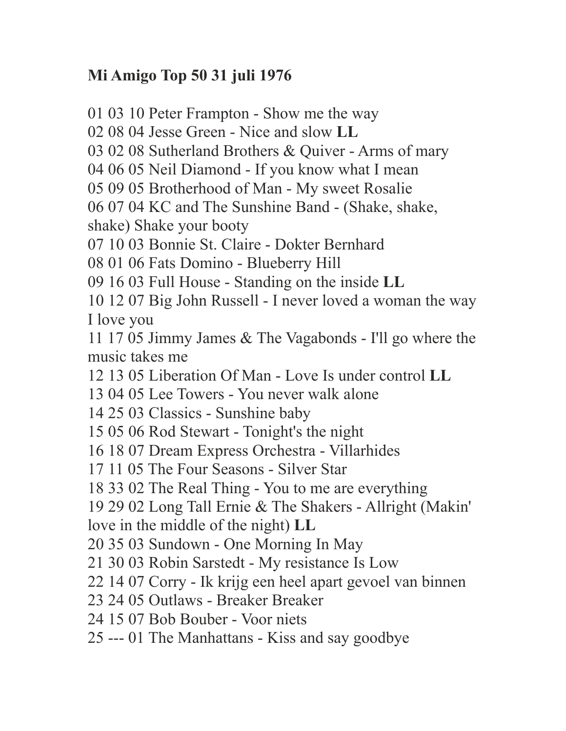**Mi Amigo Top 50 31 juli 1976**

01 03 10 Peter Frampton - Show me the way
02 08 04 Jesse Green - Nice and slow **LL**
03 02 08 Sutherland Brothers & Quiver - Arms of mary
04 06 05 Neil Diamond - If you know what I mean
05 09 05 Brotherhood of Man - My sweet Rosalie
06 07 04 KC and The Sunshine Band - (Shake, shake, shake) Shake your booty
07 10 03 Bonnie St. Claire - Dokter Bernhard
08 01 06 Fats Domino - Blueberry Hill
09 16 03 Full House - Standing on the inside **LL**
10 12 07 Big John Russell - I never loved a woman the way I love you
11 17 05 Jimmy James & The Vagabonds - I'll go where the music takes me
12 13 05 Liberation Of Man - Love Is under control **LL**
13 04 05 Lee Towers - You never walk alone
14 25 03 Classics - Sunshine baby
15 05 06 Rod Stewart - Tonight's the night
16 18 07 Dream Express Orchestra - Villarhides
17 11 05 The Four Seasons - Silver Star
18 33 02 The Real Thing - You to me are everything
19 29 02 Long Tall Ernie & The Shakers - Allright (Makin' love in the middle of the night) **LL**
20 35 03 Sundown - One Morning In May
21 30 03 Robin Sarstedt - My resistance Is Low
22 14 07 Corry - Ik krijg een heel apart gevoel van binnen
23 24 05 Outlaws - Breaker Breaker
24 15 07 Bob Bouber - Voor niets
25 --- 01 The Manhattans - Kiss and say goodbye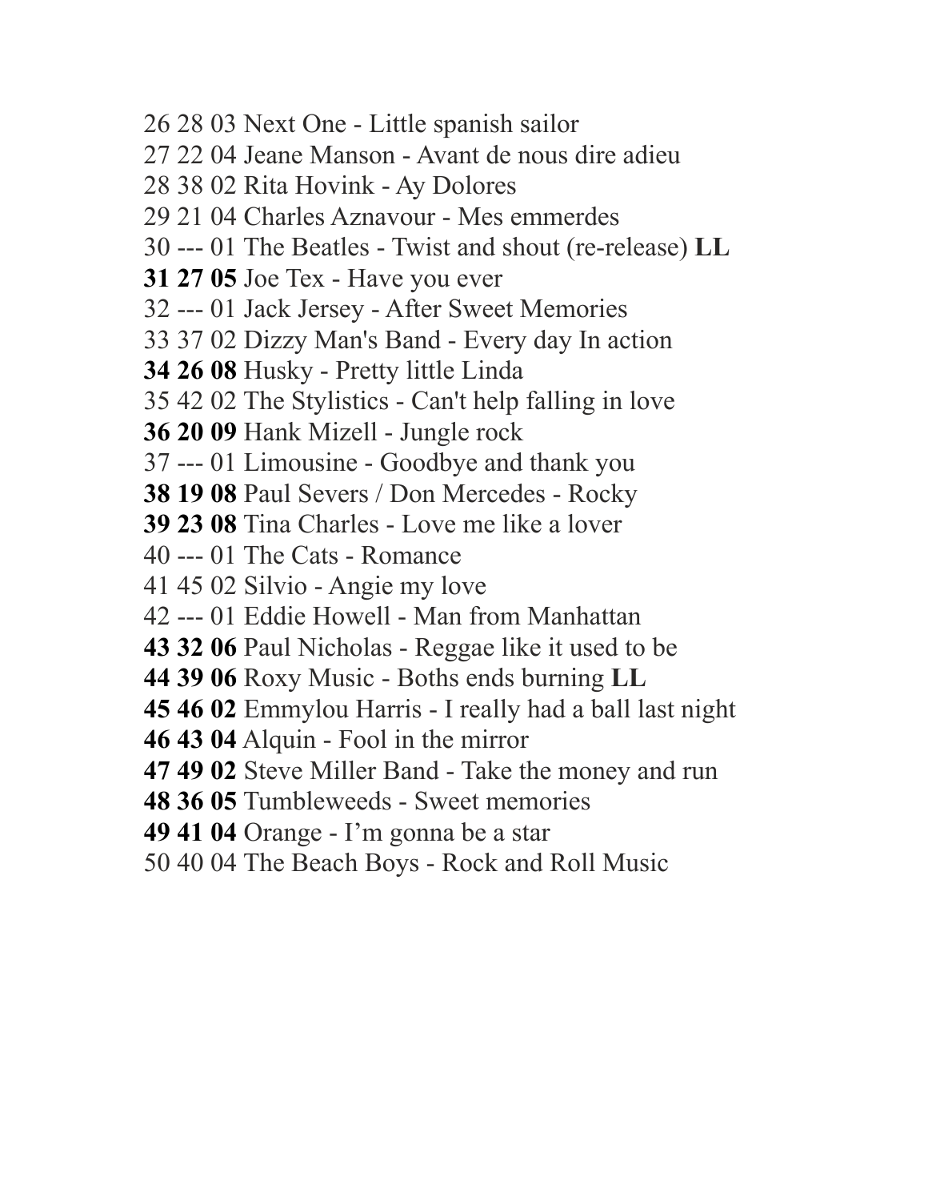26 28 03 Next One - Little spanish sailor
27 22 04 Jeane Manson - Avant de nous dire adieu
28 38 02 Rita Hovink - Ay Dolores
29 21 04 Charles Aznavour - Mes emmerdes
30 --- 01 The Beatles - Twist and shout (re-release) **LL**
**31 27 05** Joe Tex - Have you ever
32 --- 01 Jack Jersey - After Sweet Memories
33 37 02 Dizzy Man's Band - Every day In action
**34 26 08** Husky - Pretty little Linda
35 42 02 The Stylistics - Can't help falling in love
**36 20 09** Hank Mizell - Jungle rock
37 --- 01 Limousine - Goodbye and thank you
**38 19 08** Paul Severs / Don Mercedes - Rocky
**39 23 08** Tina Charles - Love me like a lover
40 --- 01 The Cats - Romance
41 45 02 Silvio - Angie my love
42 --- 01 Eddie Howell - Man from Manhattan
**43 32 06** Paul Nicholas - Reggae like it used to be
**44 39 06** Roxy Music - Boths ends burning **LL**
**45 46 02** Emmylou Harris - I really had a ball last night
**46 43 04** Alquin - Fool in the mirror
**47 49 02** Steve Miller Band - Take the money and run
**48 36 05** Tumbleweeds - Sweet memories
**49 41 04** Orange - I'm gonna be a star
50 40 04 The Beach Boys - Rock and Roll Music